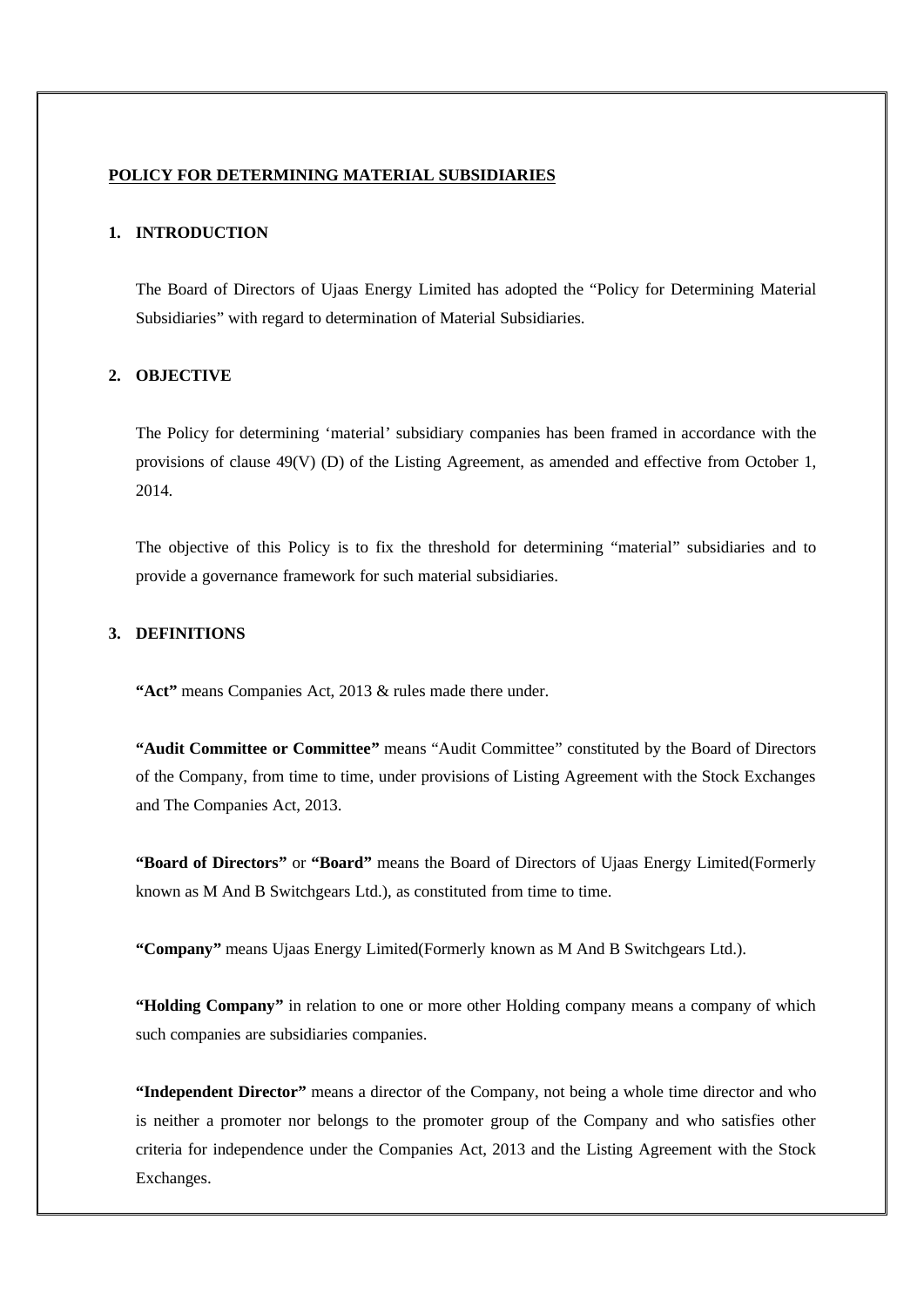# POLICY FOR DETERMINING MATERIAL SUBSIDIARIES

## 1. INTRODUCTION

The Board of Directors of Ujaas Energy Limited has adopted the "Policy for Determining Material Subsidiaries" with regard to determination of Material Subsidiaries.

## 2. OBJECTIVE

The Policy for determining 'material' subsidiary companies has been framed in accordance with the provisions of clause 49(V) (D) of the Listing Agreement, as amended and effective from October 1, 2014.

The objective of this Policy is to fix the threshold for determining "material" subsidiaries and to provide a governance framework for such material subsidiaries.

## 3. DEFINITIONS

**"Act"** means Companies Act, 2013 & rules made there under.

**"Audit Committee or Committee"** means "Audit Committee" constituted by the Board of Directors of the Company, from time to time, under provisions of Listing Agreement with the Stock Exchanges and The Companies Act, 2013.

**"Board of Directors"** or **"Board"** means the Board of Directors of Ujaas Energy Limited(Formerly known as M And B Switchgears Ltd.), as constituted from time to time.

**"Company"** means Ujaas Energy Limited(Formerly known as M And B Switchgears Ltd.).

**"Holding Company"** in relation to one or more other Holding company means a company of which such companies are subsidiaries companies.

**"Independent Director"** means a director of the Company, not being a whole time director and who is neither a promoter nor belongs to the promoter group of the Company and who satisfies other criteria for independence under the Companies Act, 2013 and the Listing Agreement with the Stock Exchanges.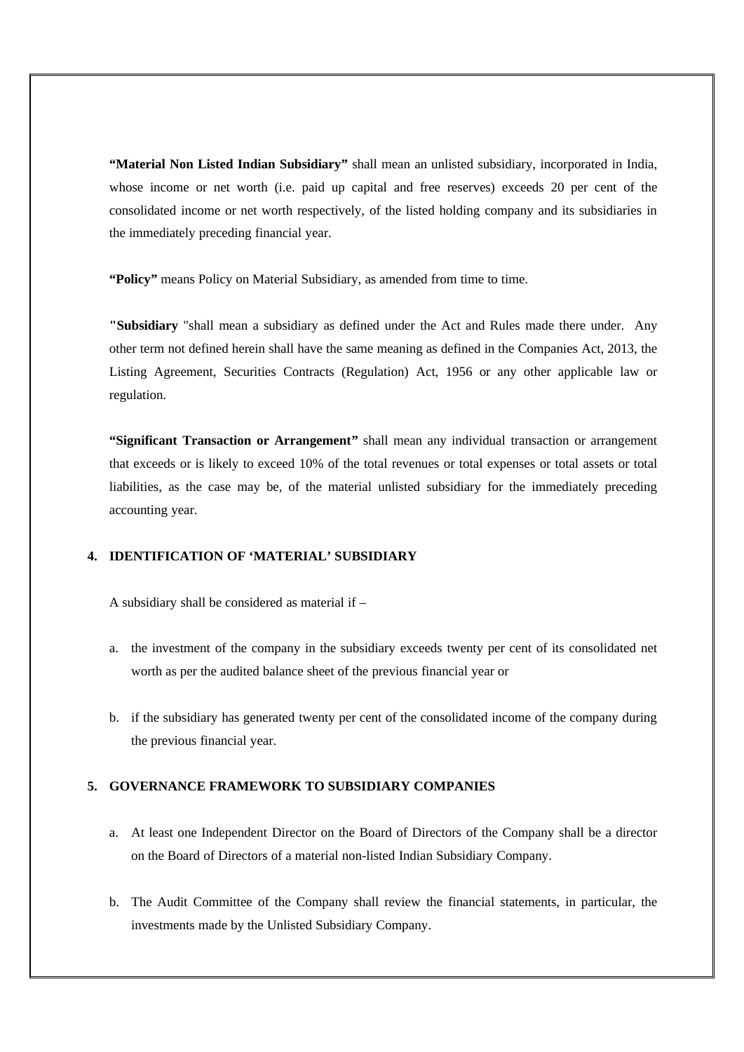**“Material Non Listed Indian Subsidiary”** shall mean an unlisted subsidiary, incorporated in India, whose income or net worth (i.e. paid up capital and free reserves) exceeds 20 per cent of the consolidated income or net worth respectively, of the listed holding company and its subsidiaries in the immediately preceding financial year.

**“Policy”** means Policy on Material Subsidiary, as amended from time to time.

**"Subsidiary** "shall mean a subsidiary as defined under the Act and Rules made there under. Any other term not defined herein shall have the same meaning as defined in the Companies Act, 2013, the Listing Agreement, Securities Contracts (Regulation) Act, 1956 or any other applicable law or regulation.

**“Significant Transaction or Arrangement”** shall mean any individual transaction or arrangement that exceeds or is likely to exceed 10% of the total revenues or total expenses or total assets or total liabilities, as the case may be, of the material unlisted subsidiary for the immediately preceding accounting year.

## 4. IDENTIFICATION OF ‘MATERIAL’ SUBSIDIARY

A subsidiary shall be considered as material if –

a. the investment of the company in the subsidiary exceeds twenty per cent of its consolidated net worth as per the audited balance sheet of the previous financial year or

b. if the subsidiary has generated twenty per cent of the consolidated income of the company during the previous financial year.

## 5. GOVERNANCE FRAMEWORK TO SUBSIDIARY COMPANIES

a. At least one Independent Director on the Board of Directors of the Company shall be a director on the Board of Directors of a material non-listed Indian Subsidiary Company.

b. The Audit Committee of the Company shall review the financial statements, in particular, the investments made by the Unlisted Subsidiary Company.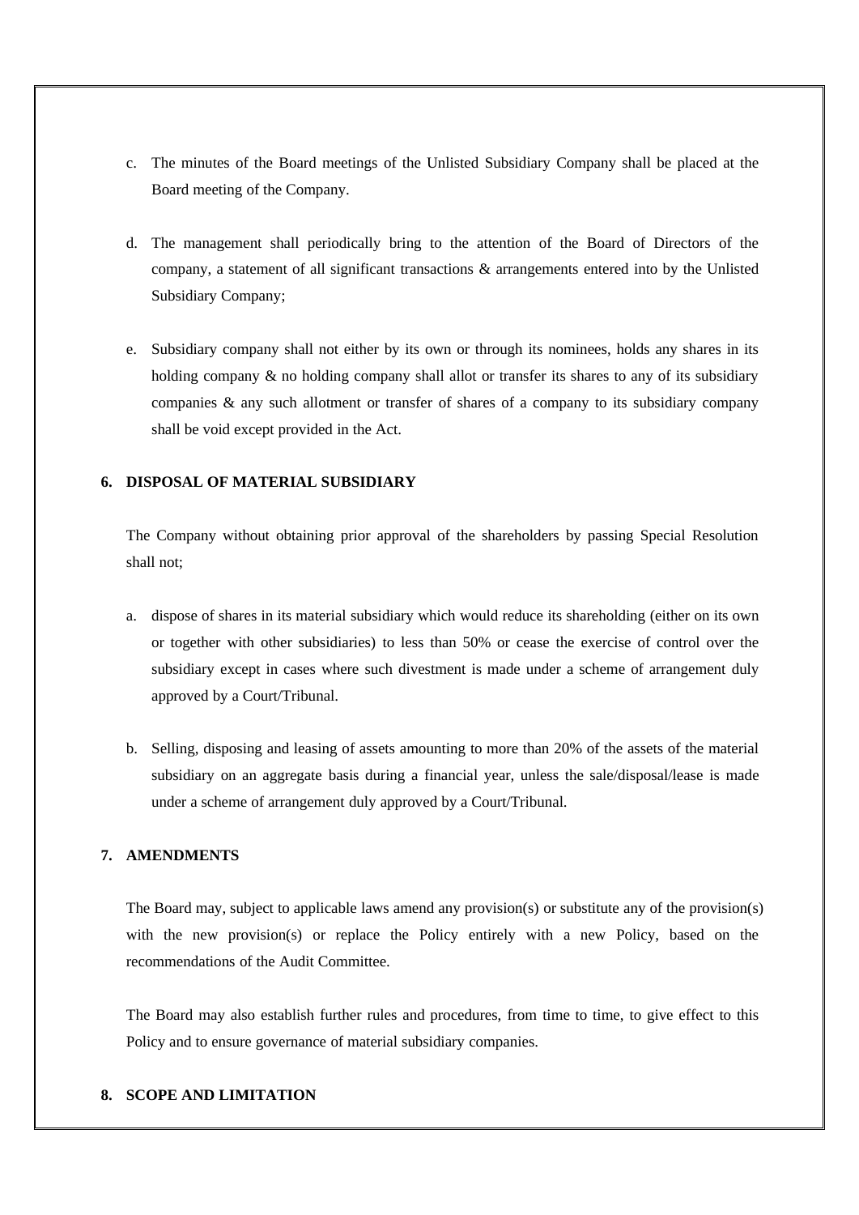c. The minutes of the Board meetings of the Unlisted Subsidiary Company shall be placed at the Board meeting of the Company.

d. The management shall periodically bring to the attention of the Board of Directors of the company, a statement of all significant transactions & arrangements entered into by the Unlisted Subsidiary Company;

e. Subsidiary company shall not either by its own or through its nominees, holds any shares in its holding company & no holding company shall allot or transfer its shares to any of its subsidiary companies & any such allotment or transfer of shares of a company to its subsidiary company shall be void except provided in the Act.

## 6. DISPOSAL OF MATERIAL SUBSIDIARY

The Company without obtaining prior approval of the shareholders by passing Special Resolution shall not;

a. dispose of shares in its material subsidiary which would reduce its shareholding (either on its own or together with other subsidiaries) to less than 50% or cease the exercise of control over the subsidiary except in cases where such divestment is made under a scheme of arrangement duly approved by a Court/Tribunal.

b. Selling, disposing and leasing of assets amounting to more than 20% of the assets of the material subsidiary on an aggregate basis during a financial year, unless the sale/disposal/lease is made under a scheme of arrangement duly approved by a Court/Tribunal.

## 7. AMENDMENTS

The Board may, subject to applicable laws amend any provision(s) or substitute any of the provision(s) with the new provision(s) or replace the Policy entirely with a new Policy, based on the recommendations of the Audit Committee.

The Board may also establish further rules and procedures, from time to time, to give effect to this Policy and to ensure governance of material subsidiary companies.

## 8. SCOPE AND LIMITATION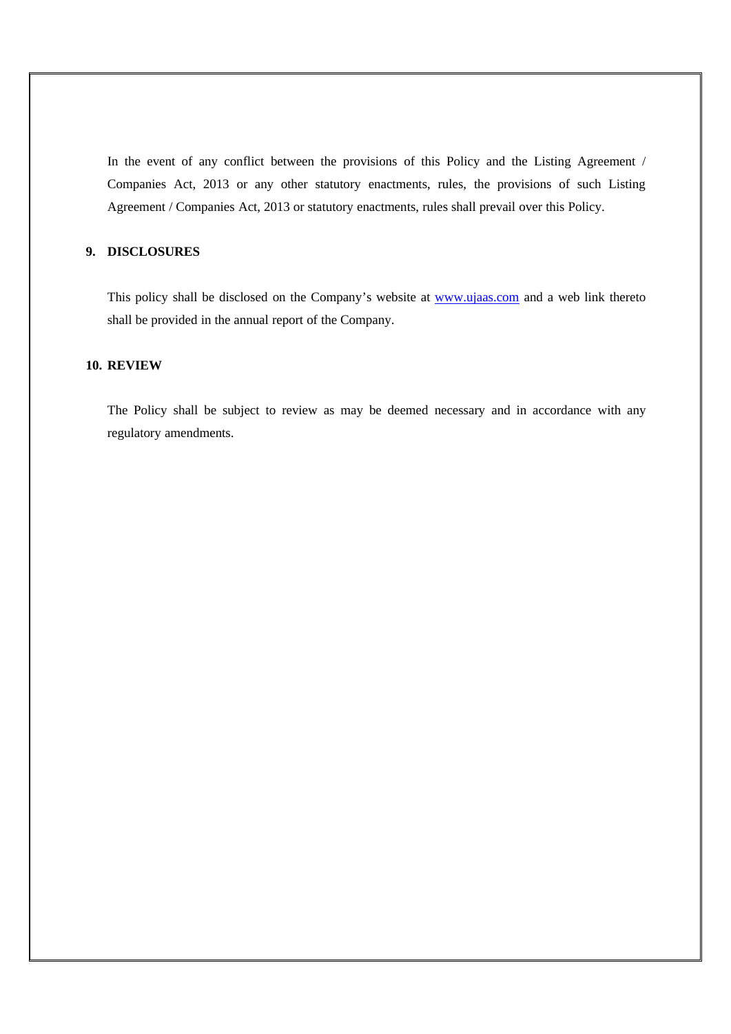In the event of any conflict between the provisions of this Policy and the Listing Agreement / Companies Act, 2013 or any other statutory enactments, rules, the provisions of such Listing Agreement / Companies Act, 2013 or statutory enactments, rules shall prevail over this Policy.

## 9. DISCLOSURES

This policy shall be disclosed on the Company's website at [www.ujaas.com](http://www.ujaas.com) and a web link thereto shall be provided in the annual report of the Company.

## 10. REVIEW

The Policy shall be subject to review as may be deemed necessary and in accordance with any regulatory amendments.